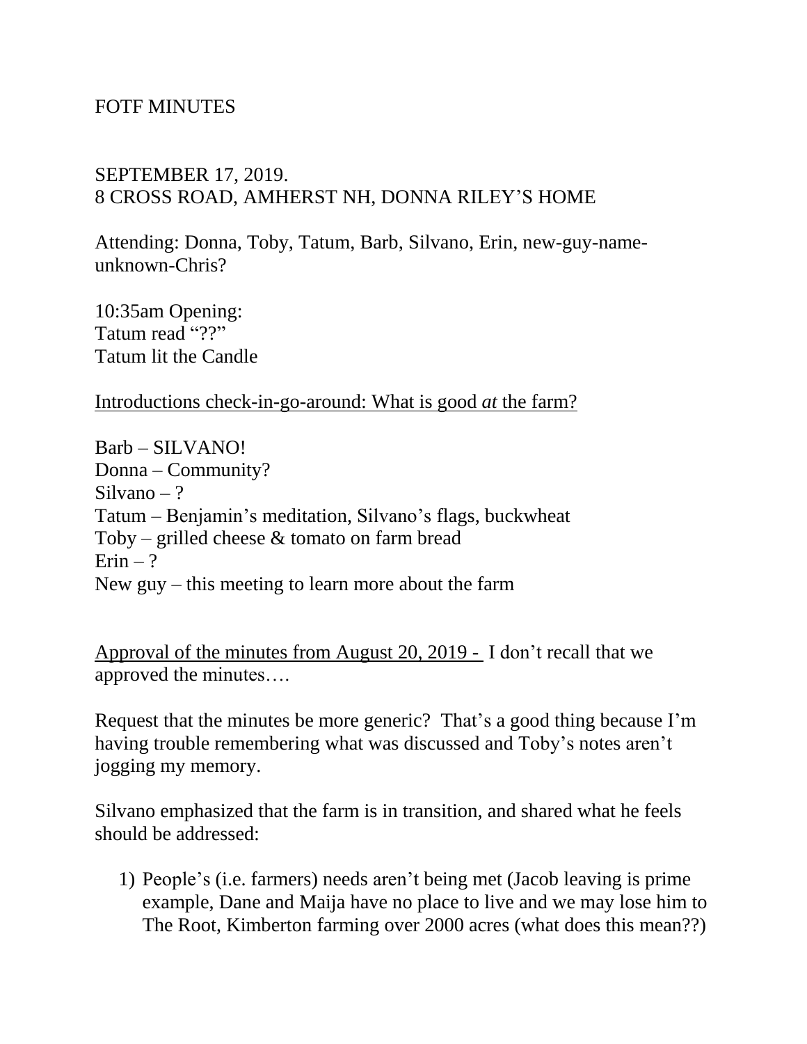FOTF MINUTES

SEPTEMBER 17, 2019.
8 CROSS ROAD, AMHERST NH, DONNA RILEY'S HOME

Attending: Donna, Toby, Tatum, Barb, Silvano, Erin, new-guy-name-unknown-Chris?

10:35am Opening:
Tatum read "??"
Tatum lit the Candle

<u>Introductions check-in-go-around: What is good *at* the farm?</u>

Barb – SILVANO!
Donna – Community?
Silvano – ?
Tatum – Benjamin's meditation, Silvano's flags, buckwheat
Toby – grilled cheese & tomato on farm bread
Erin – ?
New guy – this meeting to learn more about the farm

<u>Approval of the minutes from August 20, 2019 -</u> I don't recall that we approved the minutes….

Request that the minutes be more generic? That's a good thing because I'm having trouble remembering what was discussed and Toby's notes aren't jogging my memory.

Silvano emphasized that the farm is in transition, and shared what he feels should be addressed:

1) People's (i.e. farmers) needs aren't being met (Jacob leaving is prime example, Dane and Maija have no place to live and we may lose him to The Root, Kimberton farming over 2000 acres (what does this mean??)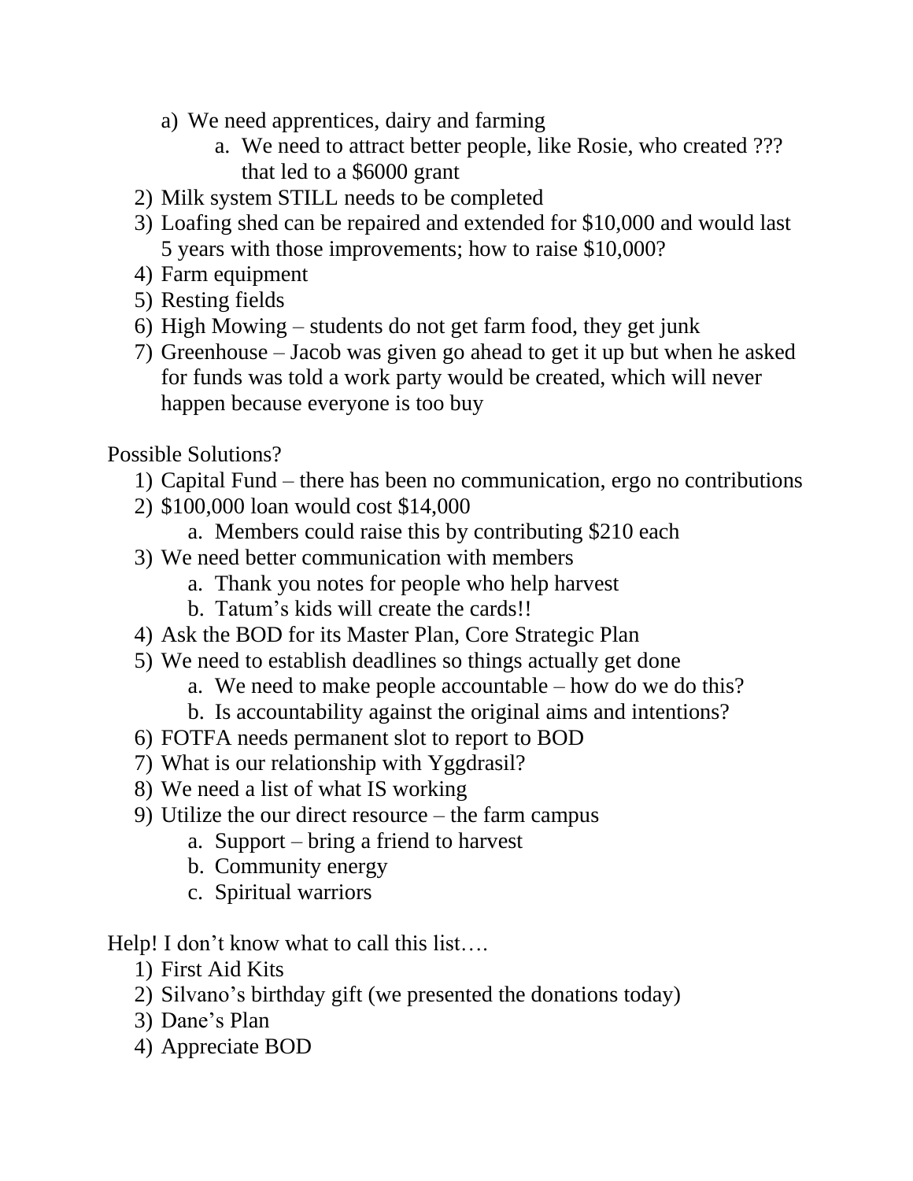a) We need apprentices, dairy and farming
      a. We need to attract better people, like Rosie, who created ??? that led to a $6000 grant
2) Milk system STILL needs to be completed
3) Loafing shed can be repaired and extended for $10,000 and would last 5 years with those improvements; how to raise $10,000?
4) Farm equipment
5) Resting fields
6) High Mowing – students do not get farm food, they get junk
7) Greenhouse – Jacob was given go ahead to get it up but when he asked for funds was told a work party would be created, which will never happen because everyone is too buy

Possible Solutions?

1) Capital Fund – there has been no communication, ergo no contributions
2) $100,000 loan would cost $14,000
   a. Members could raise this by contributing $210 each
3) We need better communication with members
   a. Thank you notes for people who help harvest
   b. Tatum's kids will create the cards!!
4) Ask the BOD for its Master Plan, Core Strategic Plan
5) We need to establish deadlines so things actually get done
   a. We need to make people accountable – how do we do this?
   b. Is accountability against the original aims and intentions?
6) FOTFA needs permanent slot to report to BOD
7) What is our relationship with Yggdrasil?
8) We need a list of what IS working
9) Utilize the our direct resource – the farm campus
   a. Support – bring a friend to harvest
   b. Community energy
   c. Spiritual warriors

Help! I don't know what to call this list….

1) First Aid Kits
2) Silvano's birthday gift (we presented the donations today)
3) Dane's Plan
4) Appreciate BOD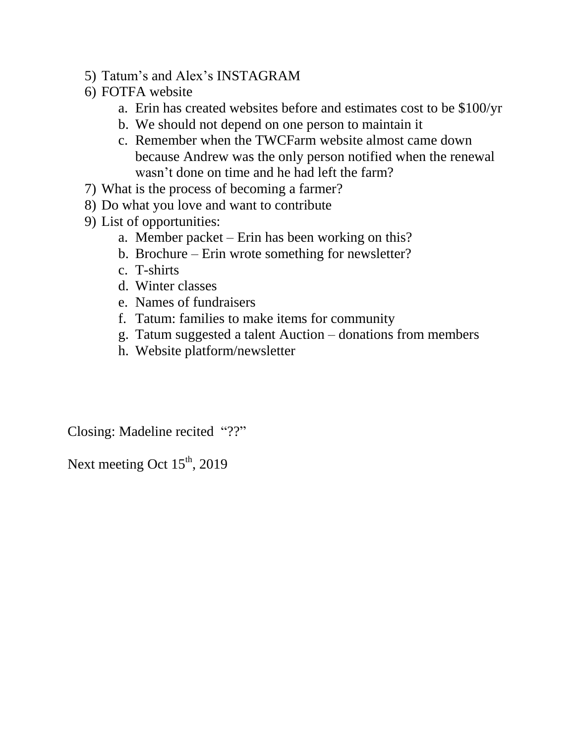5) Tatum's and Alex's INSTAGRAM
6) FOTFA website
    a. Erin has created websites before and estimates cost to be $100/yr
    b. We should not depend on one person to maintain it
    c. Remember when the TWCFarm website almost came down because Andrew was the only person notified when the renewal wasn't done on time and he had left the farm?
7) What is the process of becoming a farmer?
8) Do what you love and want to contribute
9) List of opportunities:
    a. Member packet – Erin has been working on this?
    b. Brochure – Erin wrote something for newsletter?
    c. T-shirts
    d. Winter classes
    e. Names of fundraisers
    f. Tatum: families to make items for community
    g. Tatum suggested a talent Auction – donations from members
    h. Website platform/newsletter

Closing: Madeline recited "??"

Next meeting Oct 15th, 2019